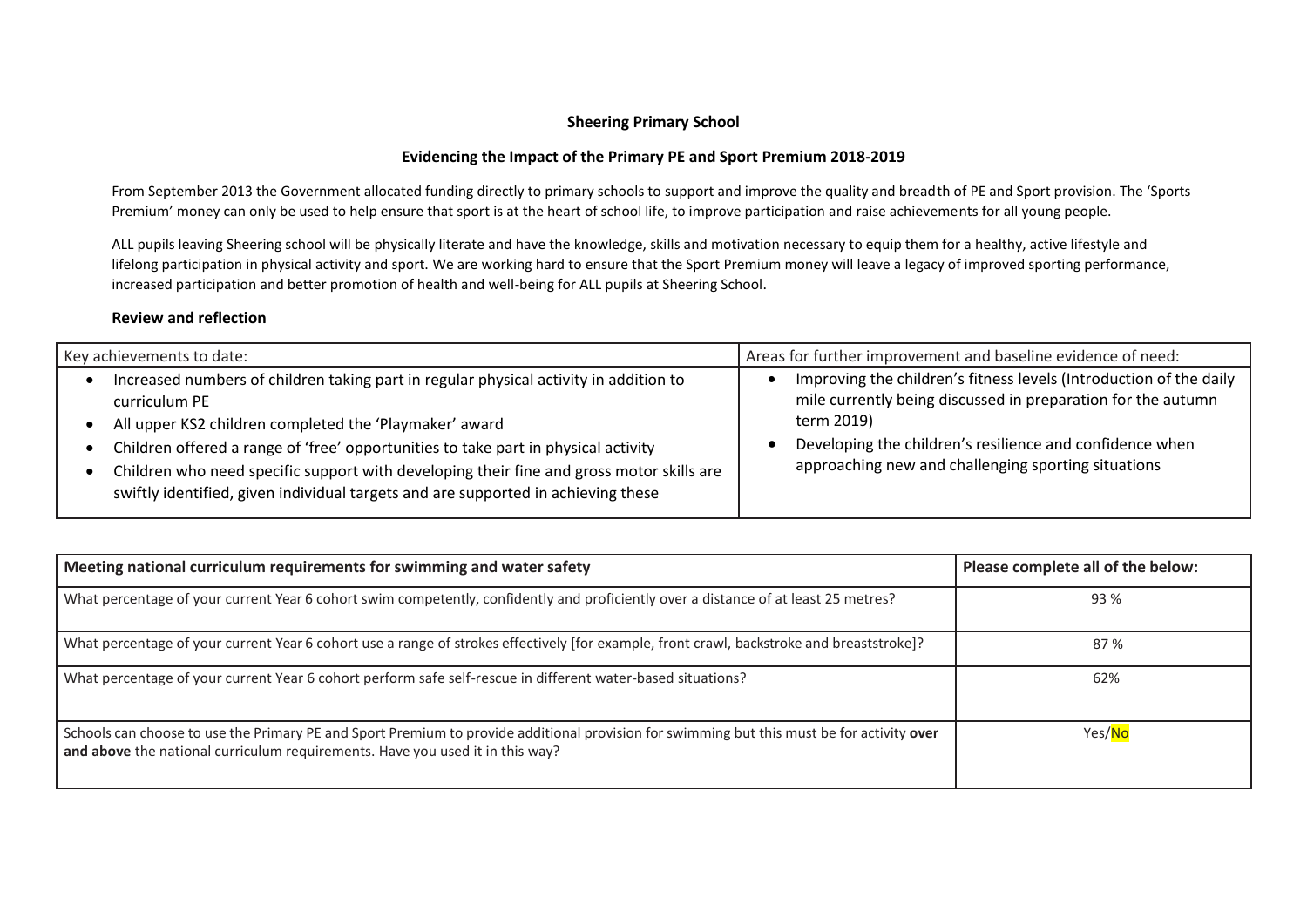## Sheering Primary School

### Evidencing the Impact of the Primary PE and Sport Premium 2018-2019

From September 2013 the Government allocated funding directly to primary schools to support and improve the quality and breadth of PE and Sport provision. The 'Sports Premium' money can only be used to help ensure that sport is at the heart of school life, to improve participation and raise achievements for all young people.

ALL pupils leaving Sheering school will be physically literate and have the knowledge, skills and motivation necessary to equip them for a healthy, active lifestyle and lifelong participation in physical activity and sport. We are working hard to ensure that the Sport Premium money will leave a legacy of improved sporting performance, increased participation and better promotion of health and well-being for ALL pupils at Sheering School.

**Review and reflection**

| Key achievements to date: | Areas for further improvement and baseline evidence of need: |
|---|---|
| • Increased numbers of children taking part in regular physical activity in addition to curriculum PE<br>• All upper KS2 children completed the 'Playmaker' award<br>• Children offered a range of 'free' opportunities to take part in physical activity<br>• Children who need specific support with developing their fine and gross motor skills are swiftly identified, given individual targets and are supported in achieving these | • Improving the children's fitness levels (Introduction of the daily mile currently being discussed in preparation for the autumn term 2019)<br>• Developing the children's resilience and confidence when approaching new and challenging sporting situations |

| Meeting national curriculum requirements for swimming and water safety | Please complete all of the below: |
|---|---|
| What percentage of your current Year 6 cohort swim competently, confidently and proficiently over a distance of at least 25 metres? | 93 % |
| What percentage of your current Year 6 cohort use a range of strokes effectively [for example, front crawl, backstroke and breaststroke]? | 87 % |
| What percentage of your current Year 6 cohort perform safe self-rescue in different water-based situations? | 62% |
| Schools can choose to use the Primary PE and Sport Premium to provide additional provision for swimming but this must be for activity **over and above** the national curriculum requirements. Have you used it in this way? | Yes/No |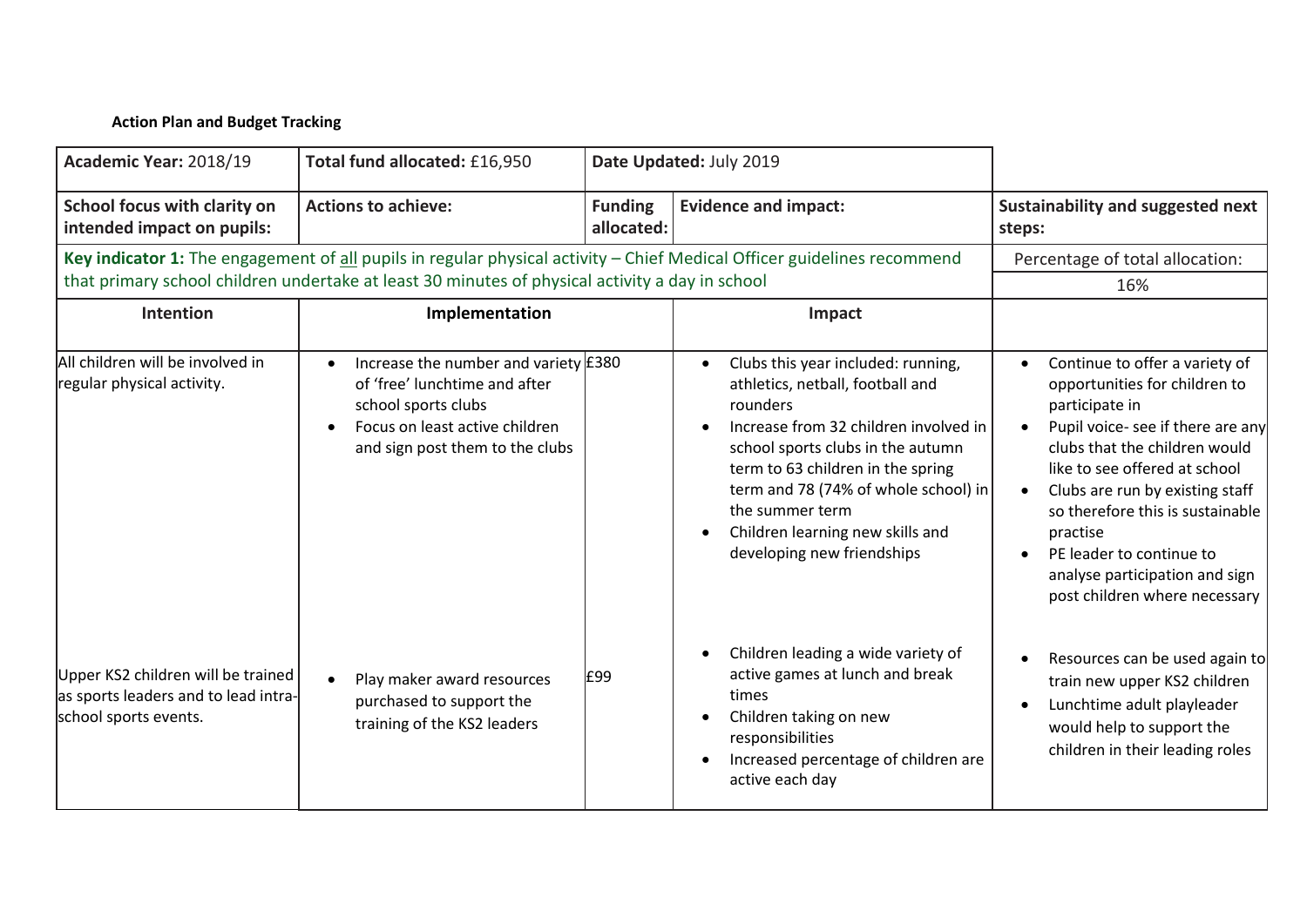**Action Plan and Budget Tracking**

| **Academic Year:** 2018/19 | **Total fund allocated:** £16,950 | **Date Updated:** July 2019 | | |
|---|---|---|---|---|
| **School focus with clarity on intended impact on pupils:** | **Actions to achieve:** | **Funding allocated:** | **Evidence and impact:** | **Sustainability and suggested next steps:** |
| **Key indicator 1:** The engagement of all pupils in regular physical activity – Chief Medical Officer guidelines recommend that primary school children undertake at least 30 minutes of physical activity a day in school | | | | Percentage of total allocation: 16% |
| **Intention** | **Implementation** | | **Impact** | |
| All children will be involved in regular physical activity. | • Increase the number and variety of 'free' lunchtime and after school sports clubs<br>• Focus on least active children and sign post them to the clubs | £380 | • Clubs this year included: running, athletics, netball, football and rounders<br>• Increase from 32 children involved in school sports clubs in the autumn term to 63 children in the spring term and 78 (74% of whole school) in the summer term<br>• Children learning new skills and developing new friendships | • Continue to offer a variety of opportunities for children to participate in<br>• Pupil voice- see if there are any clubs that the children would like to see offered at school<br>• Clubs are run by existing staff so therefore this is sustainable practise<br>• PE leader to continue to analyse participation and sign post children where necessary |
| Upper KS2 children will be trained as sports leaders and to lead intra-school sports events. | • Play maker award resources purchased to support the training of the KS2 leaders | £99 | • Children leading a wide variety of active games at lunch and break times<br>• Children taking on new responsibilities<br>• Increased percentage of children are active each day | • Resources can be used again to train new upper KS2 children<br>• Lunchtime adult playleader would help to support the children in their leading roles |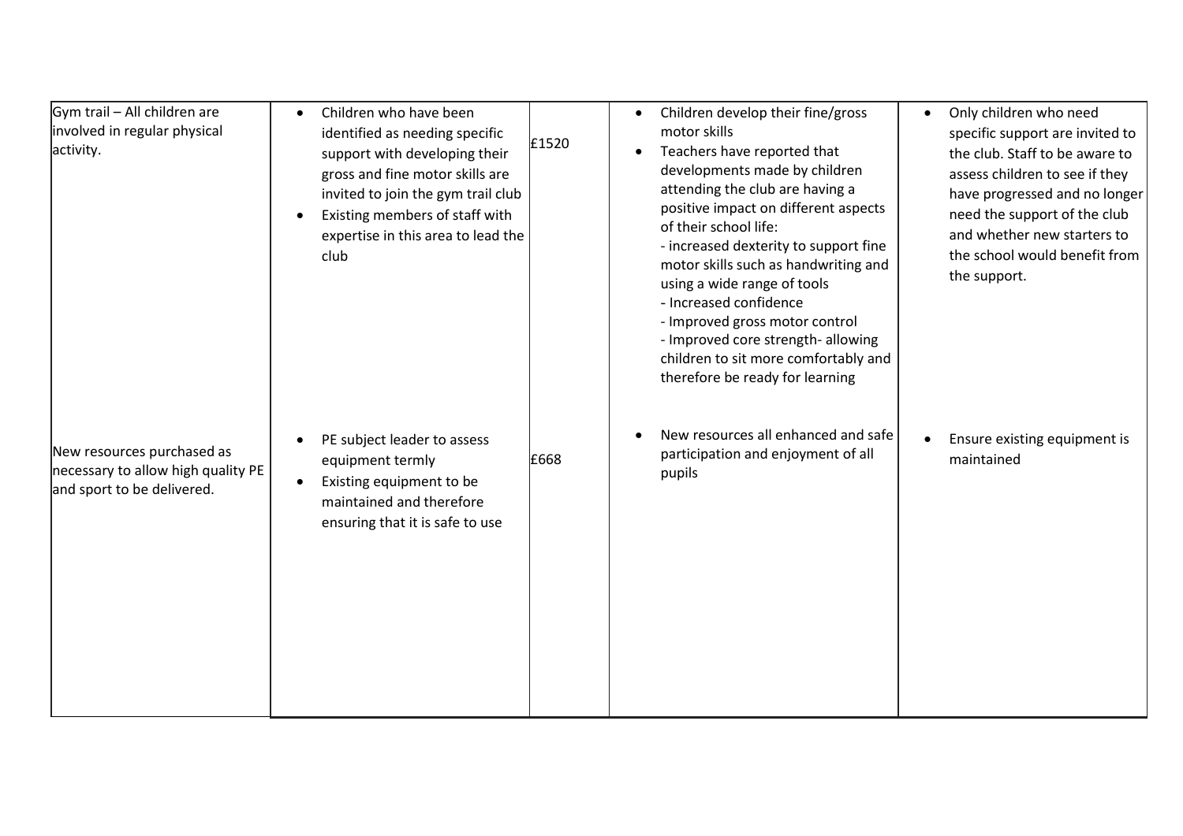| | | | | |
|---|---|---|---|---|
| Gym trail – All children are involved in regular physical activity. | • Children who have been identified as needing specific support with developing their gross and fine motor skills are invited to join the gym trail club<br>• Existing members of staff with expertise in this area to lead the club | £1520 | • Children develop their fine/gross motor skills<br>• Teachers have reported that developments made by children attending the club are having a positive impact on different aspects of their school life:<br>- increased dexterity to support fine motor skills such as handwriting and using a wide range of tools<br>- Increased confidence<br>- Improved gross motor control<br>- Improved core strength- allowing children to sit more comfortably and therefore be ready for learning | • Only children who need specific support are invited to the club. Staff to be aware to assess children to see if they have progressed and no longer need the support of the club and whether new starters to the school would benefit from the support. |
| New resources purchased as necessary to allow high quality PE and sport to be delivered. | • PE subject leader to assess equipment termly<br>• Existing equipment to be maintained and therefore ensuring that it is safe to use | £668 | • New resources all enhanced and safe participation and enjoyment of all pupils | • Ensure existing equipment is maintained |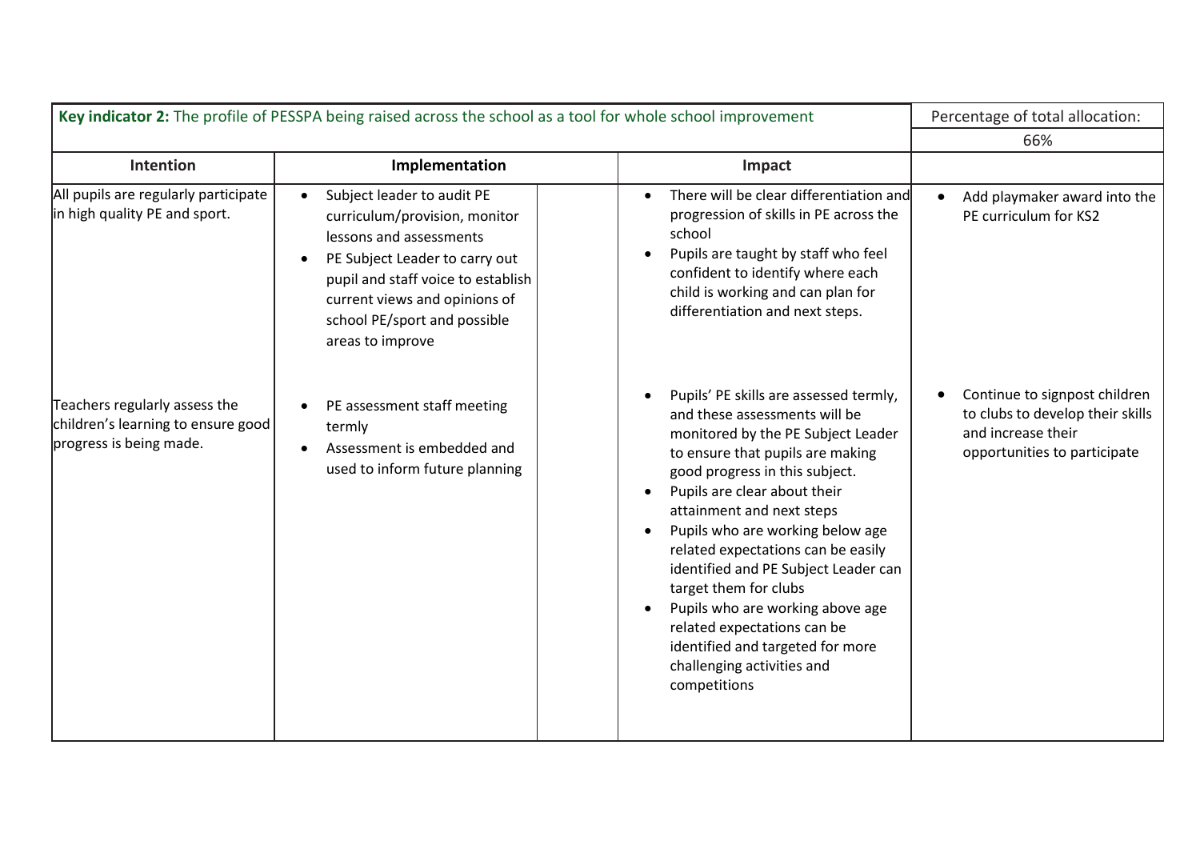| **Key indicator 2:** The profile of PESSPA being raised across the school as a tool for whole school improvement | | | Percentage of total allocation: |
|---|---|---|---|
| | | | 66% |
| **Intention** | **Implementation** | **Impact** | |
| All pupils are regularly participate in high quality PE and sport. | • Subject leader to audit PE curriculum/provision, monitor lessons and assessments<br>• PE Subject Leader to carry out pupil and staff voice to establish current views and opinions of school PE/sport and possible areas to improve | • There will be clear differentiation and progression of skills in PE across the school<br>• Pupils are taught by staff who feel confident to identify where each child is working and can plan for differentiation and next steps. | • Add playmaker award into the PE curriculum for KS2 |
| Teachers regularly assess the children's learning to ensure good progress is being made. | • PE assessment staff meeting termly<br>• Assessment is embedded and used to inform future planning | • Pupils' PE skills are assessed termly, and these assessments will be monitored by the PE Subject Leader to ensure that pupils are making good progress in this subject.<br>• Pupils are clear about their attainment and next steps<br>• Pupils who are working below age related expectations can be easily identified and PE Subject Leader can target them for clubs<br>• Pupils who are working above age related expectations can be identified and targeted for more challenging activities and competitions | • Continue to signpost children to clubs to develop their skills and increase their opportunities to participate |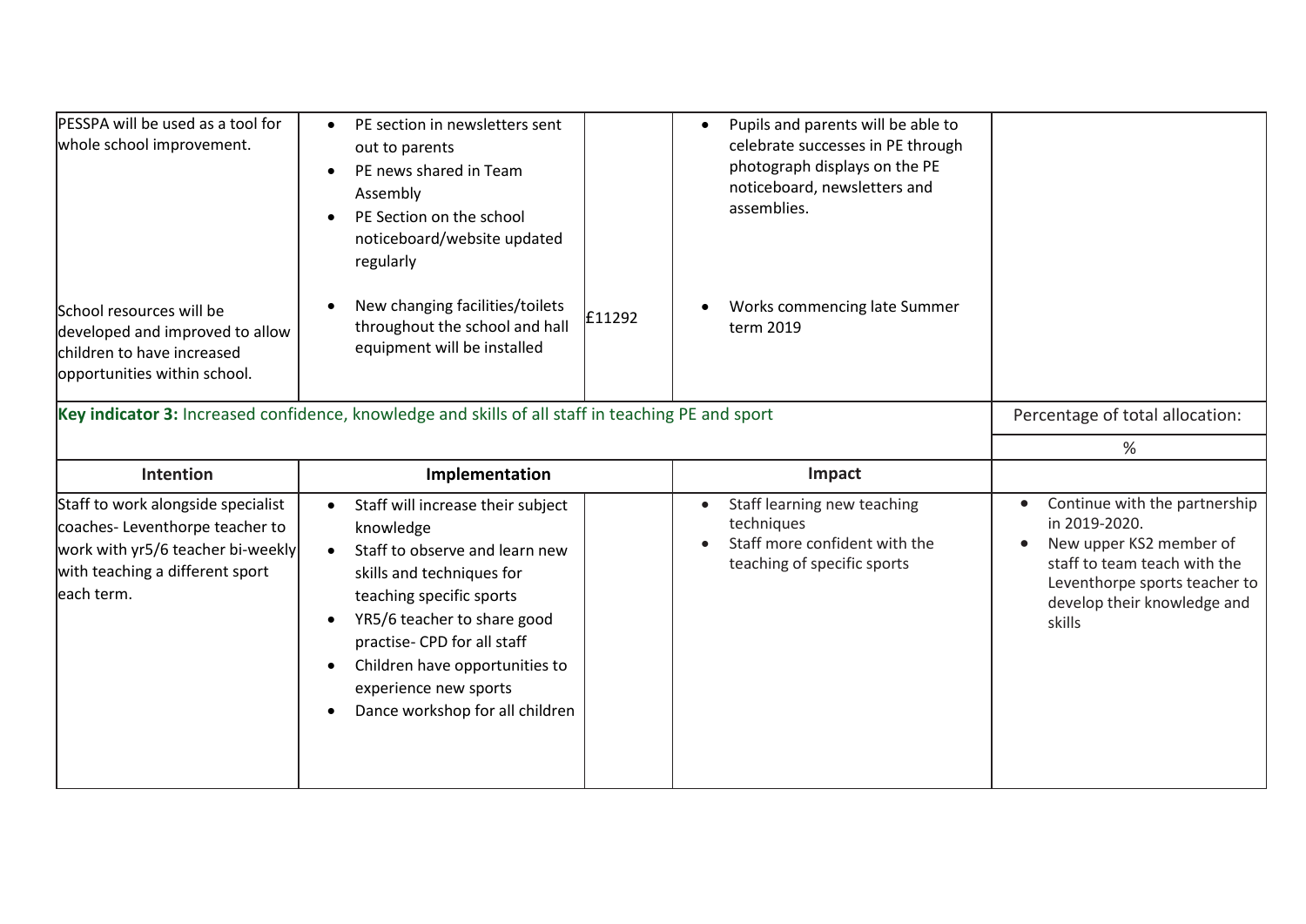| | | | | |
|---|---|---|---|---|
| PESSPA will be used as a tool for whole school improvement.<br><br>School resources will be developed and improved to allow children to have increased opportunities within school. | • PE section in newsletters sent out to parents<br>• PE news shared in Team Assembly<br>• PE Section on the school noticeboard/website updated regularly<br><br>• New changing facilities/toilets throughout the school and hall equipment will be installed | £11292 | • Pupils and parents will be able to celebrate successes in PE through photograph displays on the PE noticeboard, newsletters and assemblies.<br><br>• Works commencing late Summer term 2019 | |

| **Key indicator 3:** Increased confidence, knowledge and skills of all staff in teaching PE and sport | | | | Percentage of total allocation: |
|---|---|---|---|---|
| | | | | % |
| **Intention** | **Implementation** | | **Impact** | |
| Staff to work alongside specialist coaches- Leventhorpe teacher to work with yr5/6 teacher bi-weekly with teaching a different sport each term. | • Staff will increase their subject knowledge<br>• Staff to observe and learn new skills and techniques for teaching specific sports<br>• YR5/6 teacher to share good practise- CPD for all staff<br>• Children have opportunities to experience new sports<br>• Dance workshop for all children | | • Staff learning new teaching techniques<br>• Staff more confident with the teaching of specific sports | • Continue with the partnership in 2019-2020.<br>• New upper KS2 member of staff to team teach with the Leventhorpe sports teacher to develop their knowledge and skills |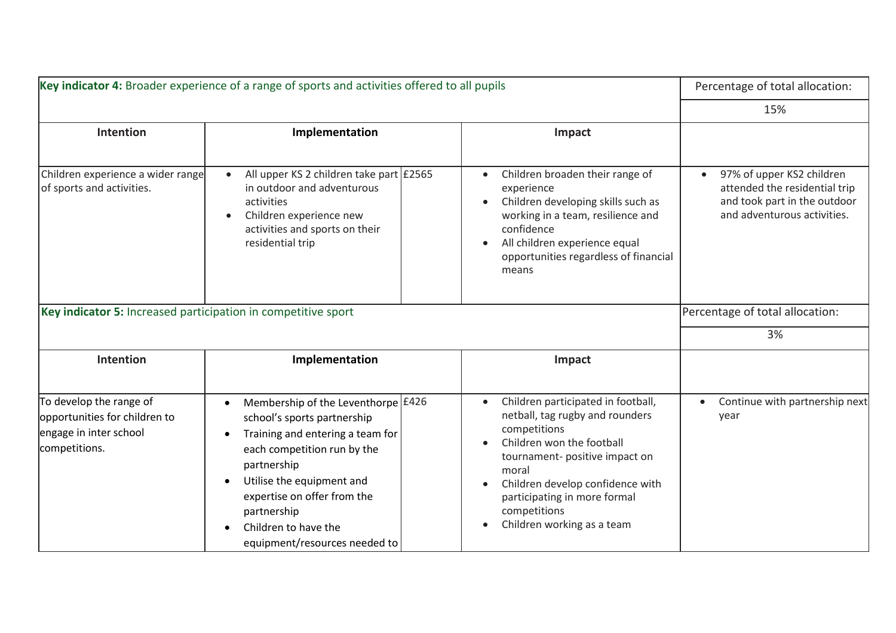| **Key indicator 4:** Broader experience of a range of sports and activities offered to all pupils | | | | Percentage of total allocation: |
|---|---|---|---|---|
| | | | | 15% |
| **Intention** | **Implementation** | | **Impact** | |
| Children experience a wider range of sports and activities. | • All upper KS 2 children take part in outdoor and adventurous activities<br>• Children experience new activities and sports on their residential trip | £2565 | • Children broaden their range of experience<br>• Children developing skills such as working in a team, resilience and confidence<br>• All children experience equal opportunities regardless of financial means | • 97% of upper KS2 children attended the residential trip and took part in the outdoor and adventurous activities. |

| **Key indicator 5:** Increased participation in competitive sport | | | | Percentage of total allocation: |
|---|---|---|---|---|
| | | | | 3% |
| **Intention** | **Implementation** | | **Impact** | |
| To develop the range of opportunities for children to engage in inter school competitions. | • Membership of the Leventhorpe school's sports partnership<br>• Training and entering a team for each competition run by the partnership<br>• Utilise the equipment and expertise on offer from the partnership<br>• Children to have the equipment/resources needed to | £426 | • Children participated in football, netball, tag rugby and rounders competitions<br>• Children won the football tournament- positive impact on moral<br>• Children develop confidence with participating in more formal competitions<br>• Children working as a team | • Continue with partnership next year |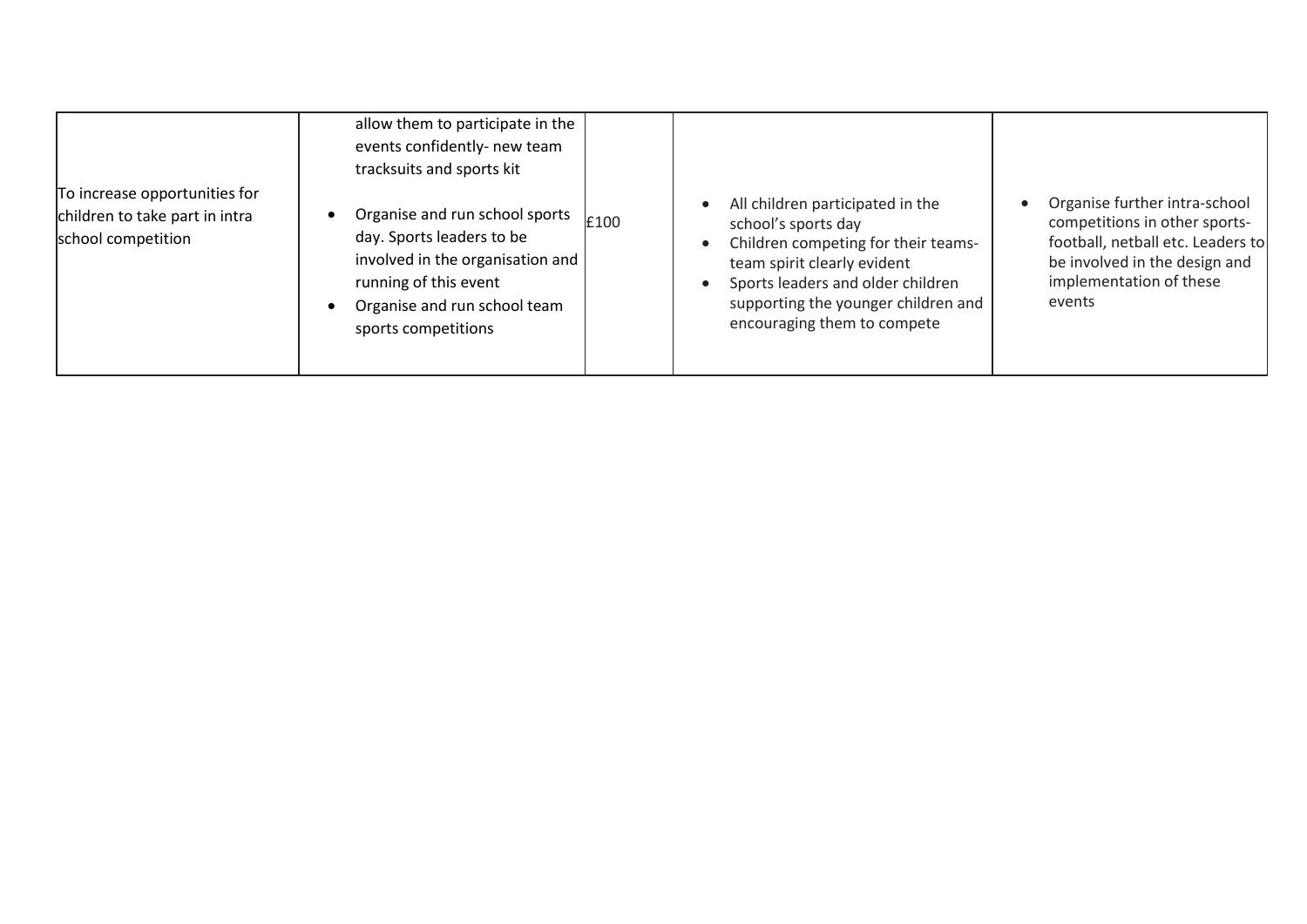| | | | | |
|---|---|---|---|---|
| To increase opportunities for children to take part in intra school competition | allow them to participate in the events confidently- new team tracksuits and sports kit<br><br>• Organise and run school sports day. Sports leaders to be involved in the organisation and running of this event<br>• Organise and run school team sports competitions | £100 | • All children participated in the school's sports day<br>• Children competing for their teams- team spirit clearly evident<br>• Sports leaders and older children supporting the younger children and encouraging them to compete | • Organise further intra-school competitions in other sports- football, netball etc. Leaders to be involved in the design and implementation of these events |